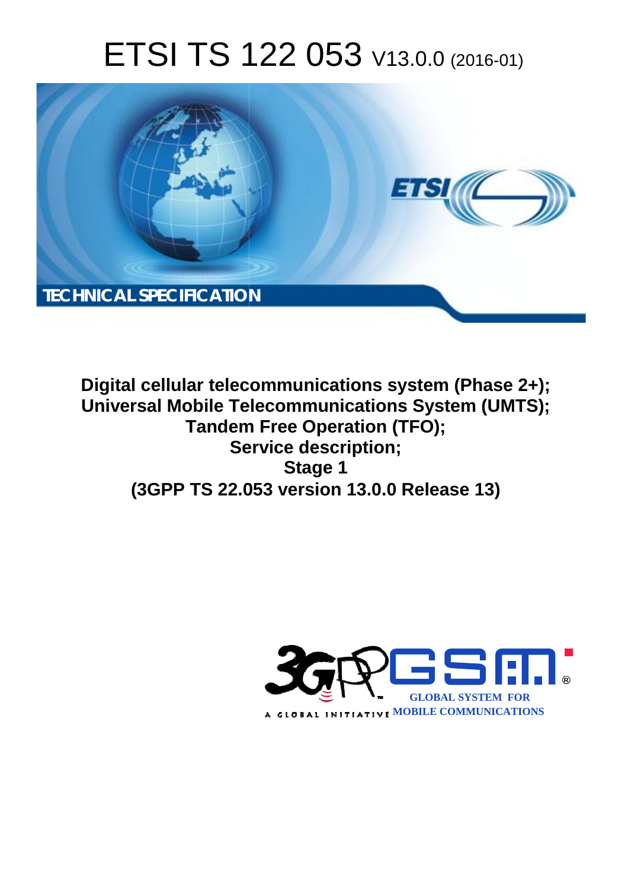# ETSI TS 122 053 V13.0.0 (2016-01)

TECHNICAL SPECIFICATION

**Digital cellular telecommunications system (Phase 2+); Universal Mobile Telecommunications System (UMTS); Tandem Free Operation (TFO); Service description; Stage 1 (3GPP TS 22.053 version 13.0.0 Release 13)**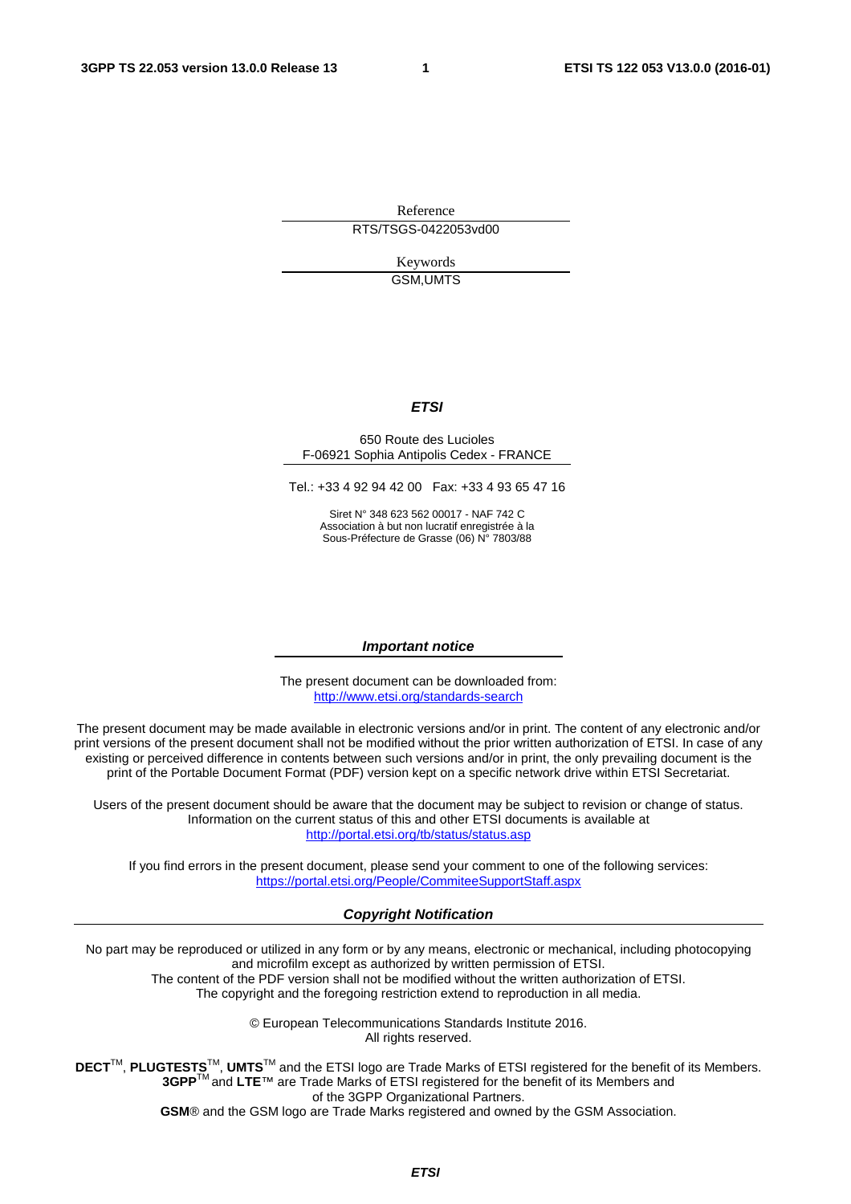Reference

RTS/TSGS-0422053vd00

Keywords

GSM,UMTS

***ETSI***

650 Route des Lucioles
F-06921 Sophia Antipolis Cedex - FRANCE

Tel.: +33 4 92 94 42 00   Fax: +33 4 93 65 47 16

Siret N° 348 623 562 00017 - NAF 742 C
Association à but non lucratif enregistrée à la
Sous-Préfecture de Grasse (06) N° 7803/88

***Important notice***

The present document can be downloaded from:
http://www.etsi.org/standards-search

The present document may be made available in electronic versions and/or in print. The content of any electronic and/or print versions of the present document shall not be modified without the prior written authorization of ETSI. In case of any existing or perceived difference in contents between such versions and/or in print, the only prevailing document is the print of the Portable Document Format (PDF) version kept on a specific network drive within ETSI Secretariat.

Users of the present document should be aware that the document may be subject to revision or change of status. Information on the current status of this and other ETSI documents is available at
http://portal.etsi.org/tb/status/status.asp

If you find errors in the present document, please send your comment to one of the following services:
https://portal.etsi.org/People/CommiteeSupportStaff.aspx

***Copyright Notification***

No part may be reproduced or utilized in any form or by any means, electronic or mechanical, including photocopying and microfilm except as authorized by written permission of ETSI.
The content of the PDF version shall not be modified without the written authorization of ETSI.
The copyright and the foregoing restriction extend to reproduction in all media.

© European Telecommunications Standards Institute 2016.
All rights reserved.

**DECT**™, **PLUGTESTS**™, **UMTS**™ and the ETSI logo are Trade Marks of ETSI registered for the benefit of its Members.
**3GPP**™ and **LTE**™ are Trade Marks of ETSI registered for the benefit of its Members and of the 3GPP Organizational Partners.
**GSM**® and the GSM logo are Trade Marks registered and owned by the GSM Association.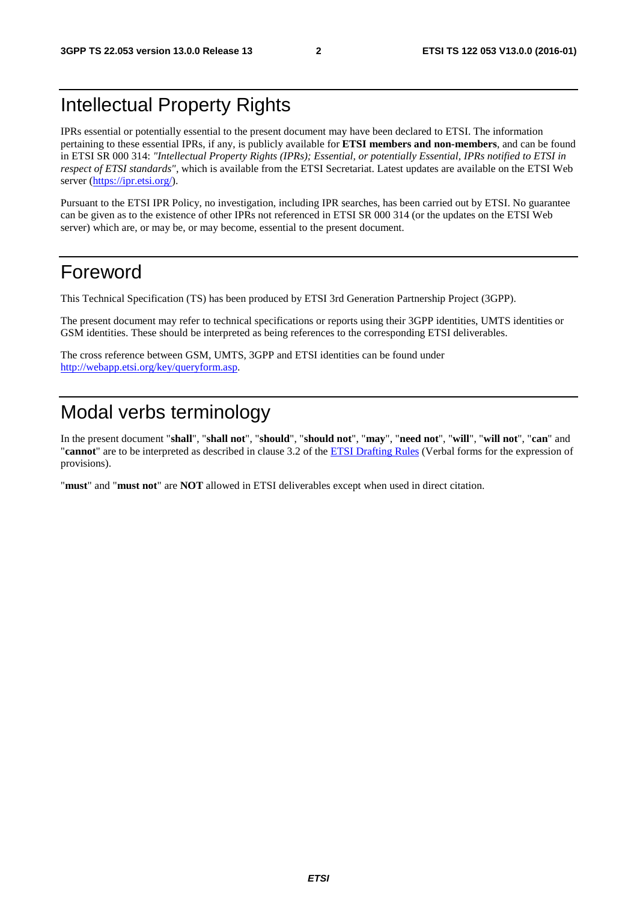# Intellectual Property Rights

IPRs essential or potentially essential to the present document may have been declared to ETSI. The information pertaining to these essential IPRs, if any, is publicly available for **ETSI members and non-members**, and can be found in ETSI SR 000 314: *"Intellectual Property Rights (IPRs); Essential, or potentially Essential, IPRs notified to ETSI in respect of ETSI standards"*, which is available from the ETSI Secretariat. Latest updates are available on the ETSI Web server (https://ipr.etsi.org/).

Pursuant to the ETSI IPR Policy, no investigation, including IPR searches, has been carried out by ETSI. No guarantee can be given as to the existence of other IPRs not referenced in ETSI SR 000 314 (or the updates on the ETSI Web server) which are, or may be, or may become, essential to the present document.

# Foreword

This Technical Specification (TS) has been produced by ETSI 3rd Generation Partnership Project (3GPP).

The present document may refer to technical specifications or reports using their 3GPP identities, UMTS identities or GSM identities. These should be interpreted as being references to the corresponding ETSI deliverables.

The cross reference between GSM, UMTS, 3GPP and ETSI identities can be found under http://webapp.etsi.org/key/queryform.asp.

# Modal verbs terminology

In the present document "**shall**", "**shall not**", "**should**", "**should not**", "**may**", "**need not**", "**will**", "**will not**", "**can**" and "**cannot**" are to be interpreted as described in clause 3.2 of the ETSI Drafting Rules (Verbal forms for the expression of provisions).

"**must**" and "**must not**" are **NOT** allowed in ETSI deliverables except when used in direct citation.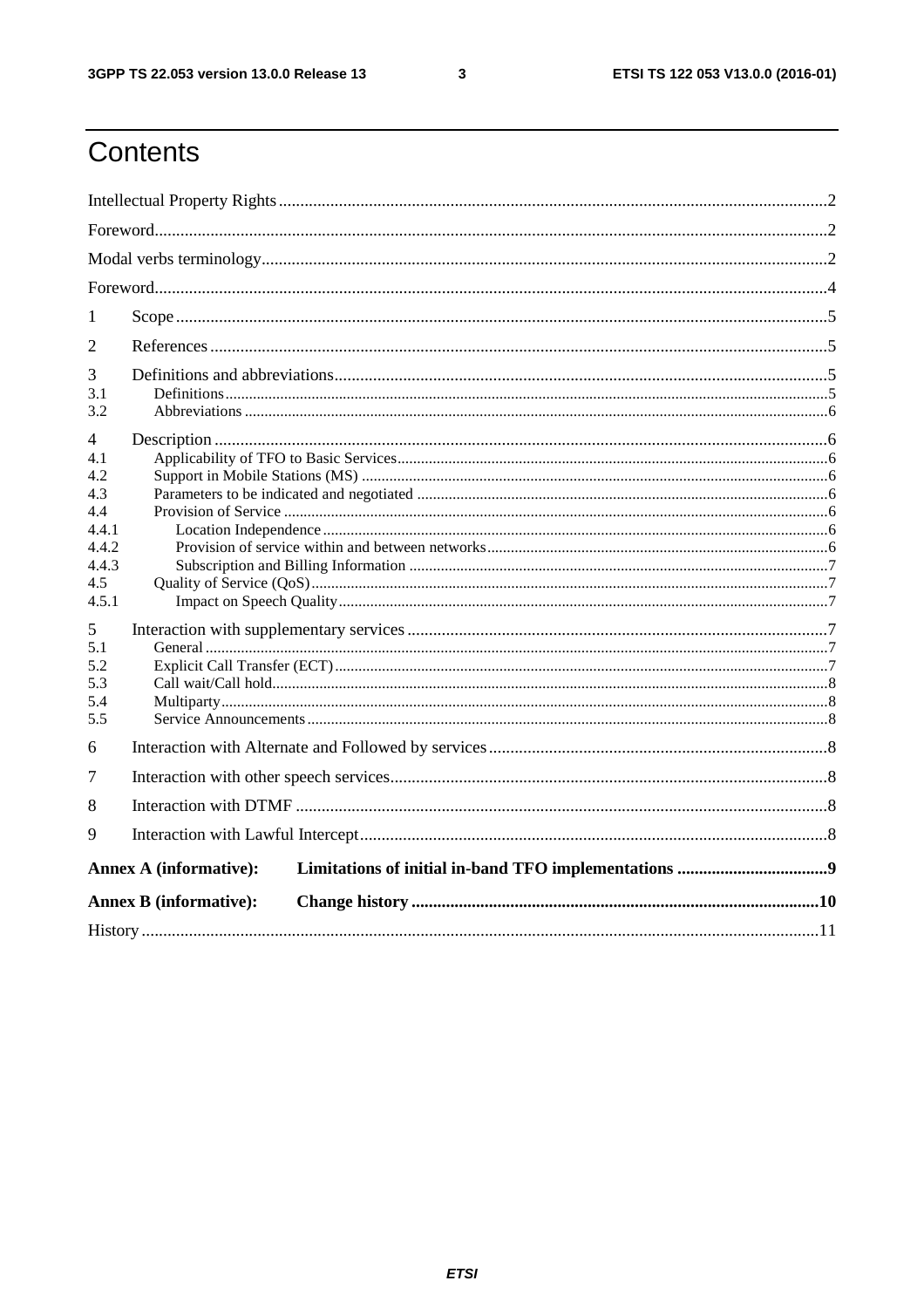# Contents

Intellectual Property Rights ..... 2
Foreword ..... 2
Modal verbs terminology ..... 2
Foreword ..... 4
1 Scope ..... 5
2 References ..... 5
3 Definitions and abbreviations ..... 5
3.1 Definitions ..... 5
3.2 Abbreviations ..... 6
4 Description ..... 6
4.1 Applicability of TFO to Basic Services ..... 6
4.2 Support in Mobile Stations (MS) ..... 6
4.3 Parameters to be indicated and negotiated ..... 6
4.4 Provision of Service ..... 6
4.4.1 Location Independence ..... 6
4.4.2 Provision of service within and between networks ..... 6
4.4.3 Subscription and Billing Information ..... 7
4.5 Quality of Service (QoS) ..... 7
4.5.1 Impact on Speech Quality ..... 7
5 Interaction with supplementary services ..... 7
5.1 General ..... 7
5.2 Explicit Call Transfer (ECT) ..... 7
5.3 Call wait/Call hold ..... 8
5.4 Multiparty ..... 8
5.5 Service Announcements ..... 8
6 Interaction with Alternate and Followed by services ..... 8
7 Interaction with other speech services ..... 8
8 Interaction with DTMF ..... 8
9 Interaction with Lawful Intercept ..... 8
**Annex A (informative): Limitations of initial in-band TFO implementations ..... 9**
**Annex B (informative): Change history ..... 10**
History ..... 11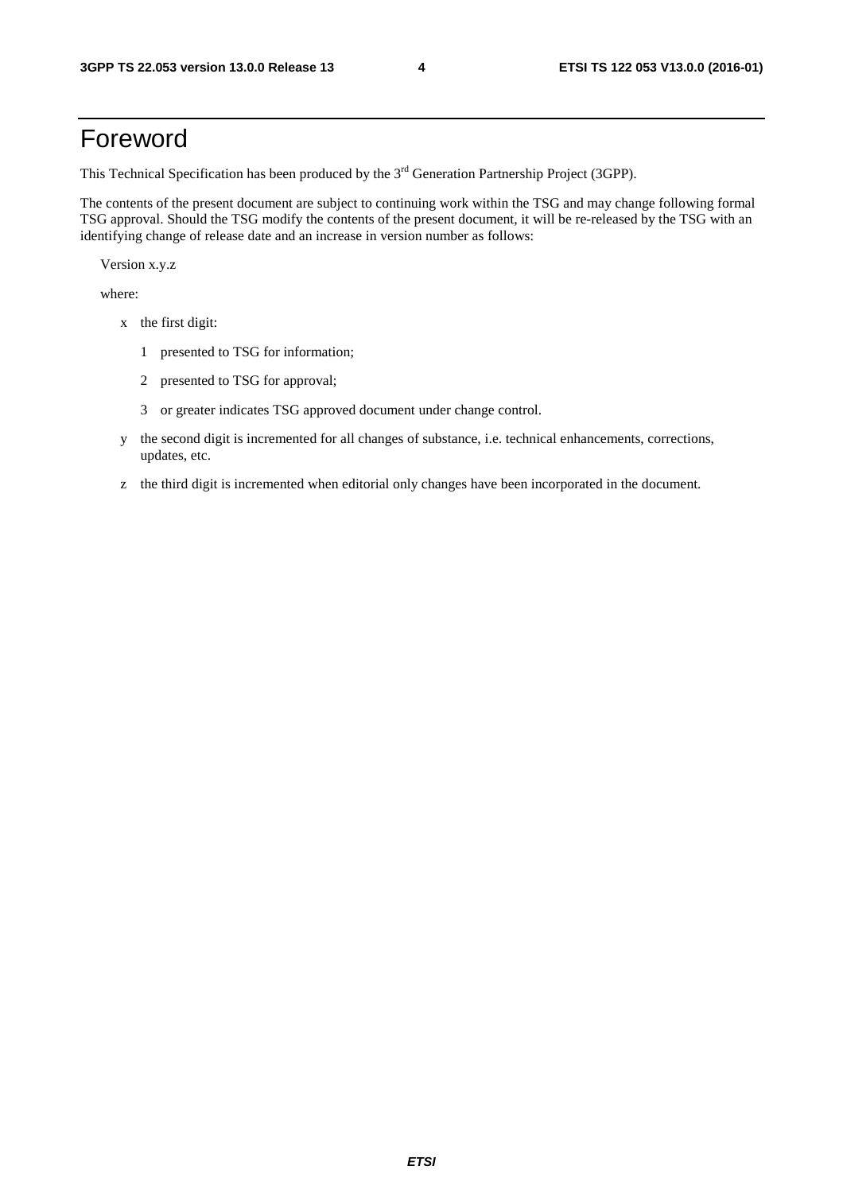# Foreword

This Technical Specification has been produced by the 3rd Generation Partnership Project (3GPP).

The contents of the present document are subject to continuing work within the TSG and may change following formal TSG approval. Should the TSG modify the contents of the present document, it will be re-released by the TSG with an identifying change of release date and an increase in version number as follows:

Version x.y.z

where:

- x the first digit:
  - 1 presented to TSG for information;
  - 2 presented to TSG for approval;
  - 3 or greater indicates TSG approved document under change control.
- y the second digit is incremented for all changes of substance, i.e. technical enhancements, corrections, updates, etc.
- z the third digit is incremented when editorial only changes have been incorporated in the document.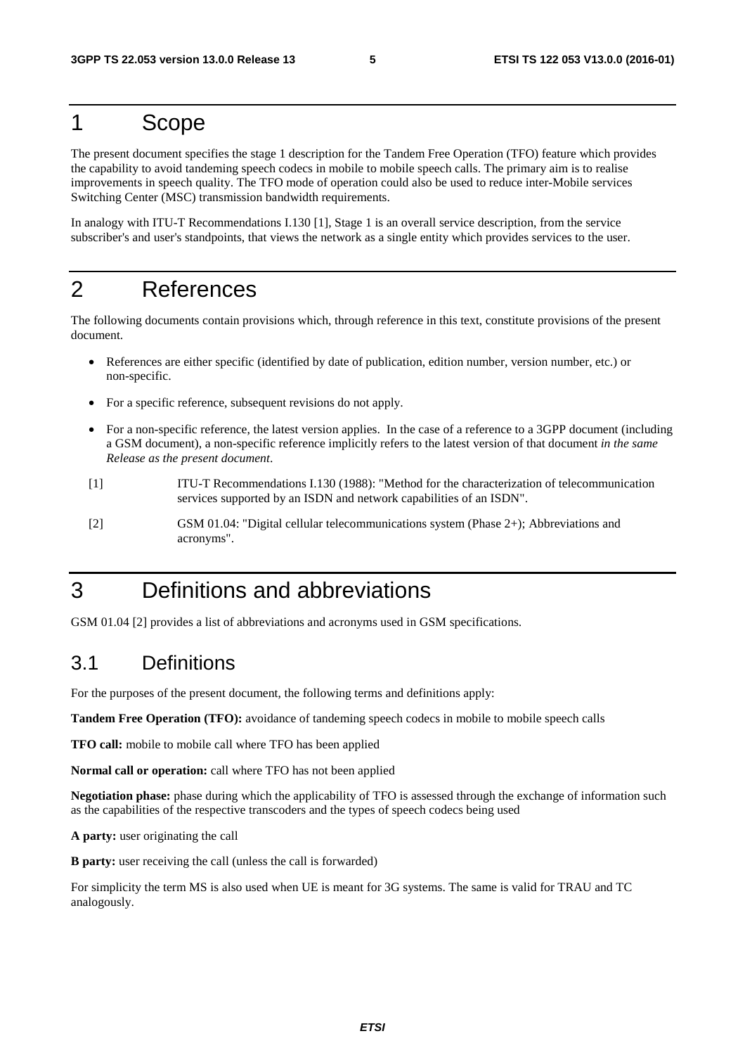# 1 Scope

The present document specifies the stage 1 description for the Tandem Free Operation (TFO) feature which provides the capability to avoid tandeming speech codecs in mobile to mobile speech calls. The primary aim is to realise improvements in speech quality. The TFO mode of operation could also be used to reduce inter-Mobile services Switching Center (MSC) transmission bandwidth requirements.

In analogy with ITU-T Recommendations I.130 [1], Stage 1 is an overall service description, from the service subscriber's and user's standpoints, that views the network as a single entity which provides services to the user.

# 2 References

The following documents contain provisions which, through reference in this text, constitute provisions of the present document.

- References are either specific (identified by date of publication, edition number, version number, etc.) or non-specific.
- For a specific reference, subsequent revisions do not apply.
- For a non-specific reference, the latest version applies. In the case of a reference to a 3GPP document (including a GSM document), a non-specific reference implicitly refers to the latest version of that document *in the same Release as the present document*.

[1] ITU-T Recommendations I.130 (1988): "Method for the characterization of telecommunication services supported by an ISDN and network capabilities of an ISDN".

[2] GSM 01.04: "Digital cellular telecommunications system (Phase 2+); Abbreviations and acronyms".

# 3 Definitions and abbreviations

GSM 01.04 [2] provides a list of abbreviations and acronyms used in GSM specifications.

## 3.1 Definitions

For the purposes of the present document, the following terms and definitions apply:

**Tandem Free Operation (TFO):** avoidance of tandeming speech codecs in mobile to mobile speech calls

**TFO call:** mobile to mobile call where TFO has been applied

**Normal call or operation:** call where TFO has not been applied

**Negotiation phase:** phase during which the applicability of TFO is assessed through the exchange of information such as the capabilities of the respective transcoders and the types of speech codecs being used

**A party:** user originating the call

**B party:** user receiving the call (unless the call is forwarded)

For simplicity the term MS is also used when UE is meant for 3G systems. The same is valid for TRAU and TC analogously.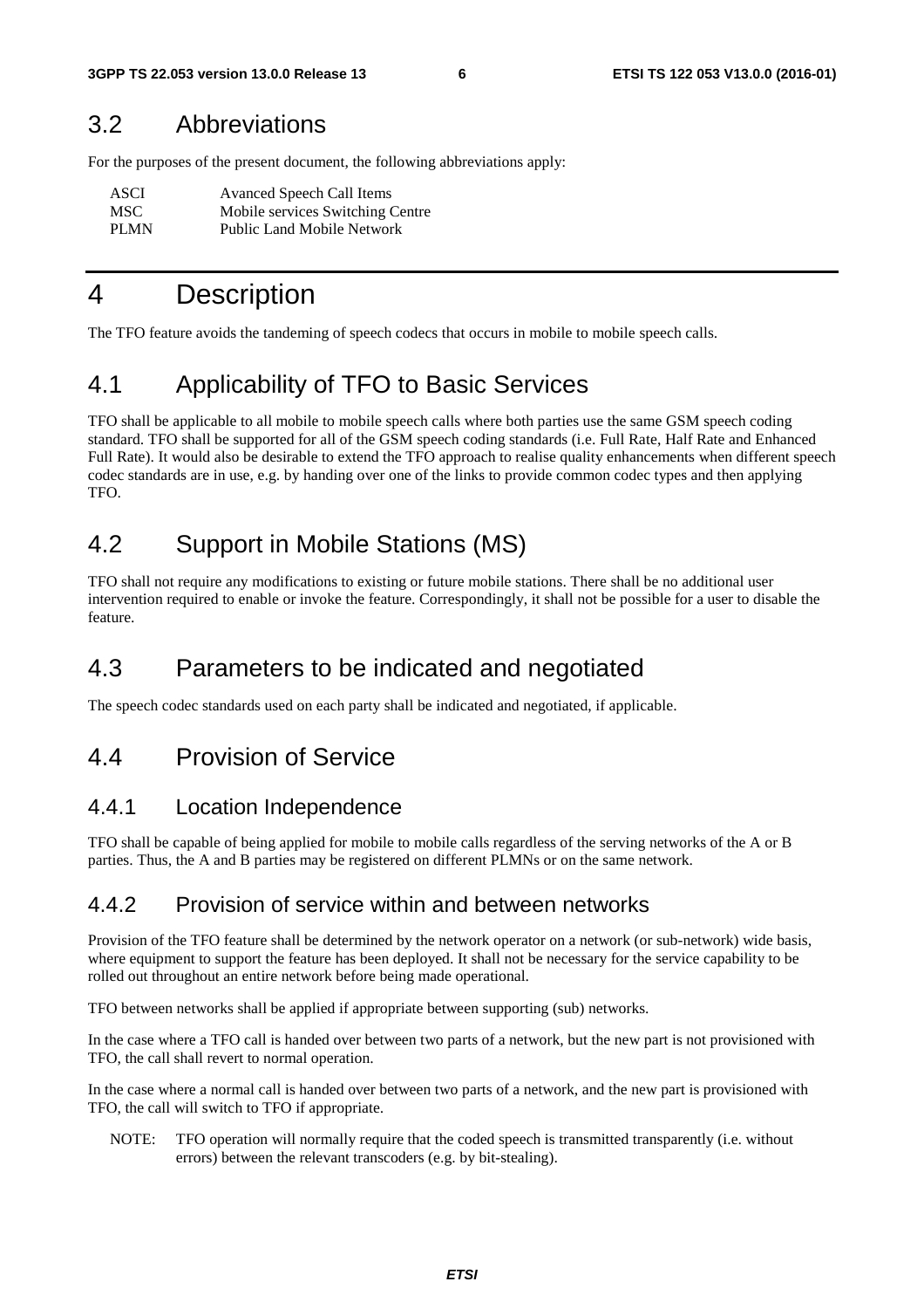## 3.2 Abbreviations

For the purposes of the present document, the following abbreviations apply:

| | |
|---|---|
| ASCI | Avanced Speech Call Items |
| MSC | Mobile services Switching Centre |
| PLMN | Public Land Mobile Network |

# 4 Description

The TFO feature avoids the tandeming of speech codecs that occurs in mobile to mobile speech calls.

## 4.1 Applicability of TFO to Basic Services

TFO shall be applicable to all mobile to mobile speech calls where both parties use the same GSM speech coding standard. TFO shall be supported for all of the GSM speech coding standards (i.e. Full Rate, Half Rate and Enhanced Full Rate). It would also be desirable to extend the TFO approach to realise quality enhancements when different speech codec standards are in use, e.g. by handing over one of the links to provide common codec types and then applying TFO.

## 4.2 Support in Mobile Stations (MS)

TFO shall not require any modifications to existing or future mobile stations. There shall be no additional user intervention required to enable or invoke the feature. Correspondingly, it shall not be possible for a user to disable the feature.

## 4.3 Parameters to be indicated and negotiated

The speech codec standards used on each party shall be indicated and negotiated, if applicable.

## 4.4 Provision of Service

### 4.4.1 Location Independence

TFO shall be capable of being applied for mobile to mobile calls regardless of the serving networks of the A or B parties. Thus, the A and B parties may be registered on different PLMNs or on the same network.

### 4.4.2 Provision of service within and between networks

Provision of the TFO feature shall be determined by the network operator on a network (or sub-network) wide basis, where equipment to support the feature has been deployed. It shall not be necessary for the service capability to be rolled out throughout an entire network before being made operational.

TFO between networks shall be applied if appropriate between supporting (sub) networks.

In the case where a TFO call is handed over between two parts of a network, but the new part is not provisioned with TFO, the call shall revert to normal operation.

In the case where a normal call is handed over between two parts of a network, and the new part is provisioned with TFO, the call will switch to TFO if appropriate.

NOTE: TFO operation will normally require that the coded speech is transmitted transparently (i.e. without errors) between the relevant transcoders (e.g. by bit-stealing).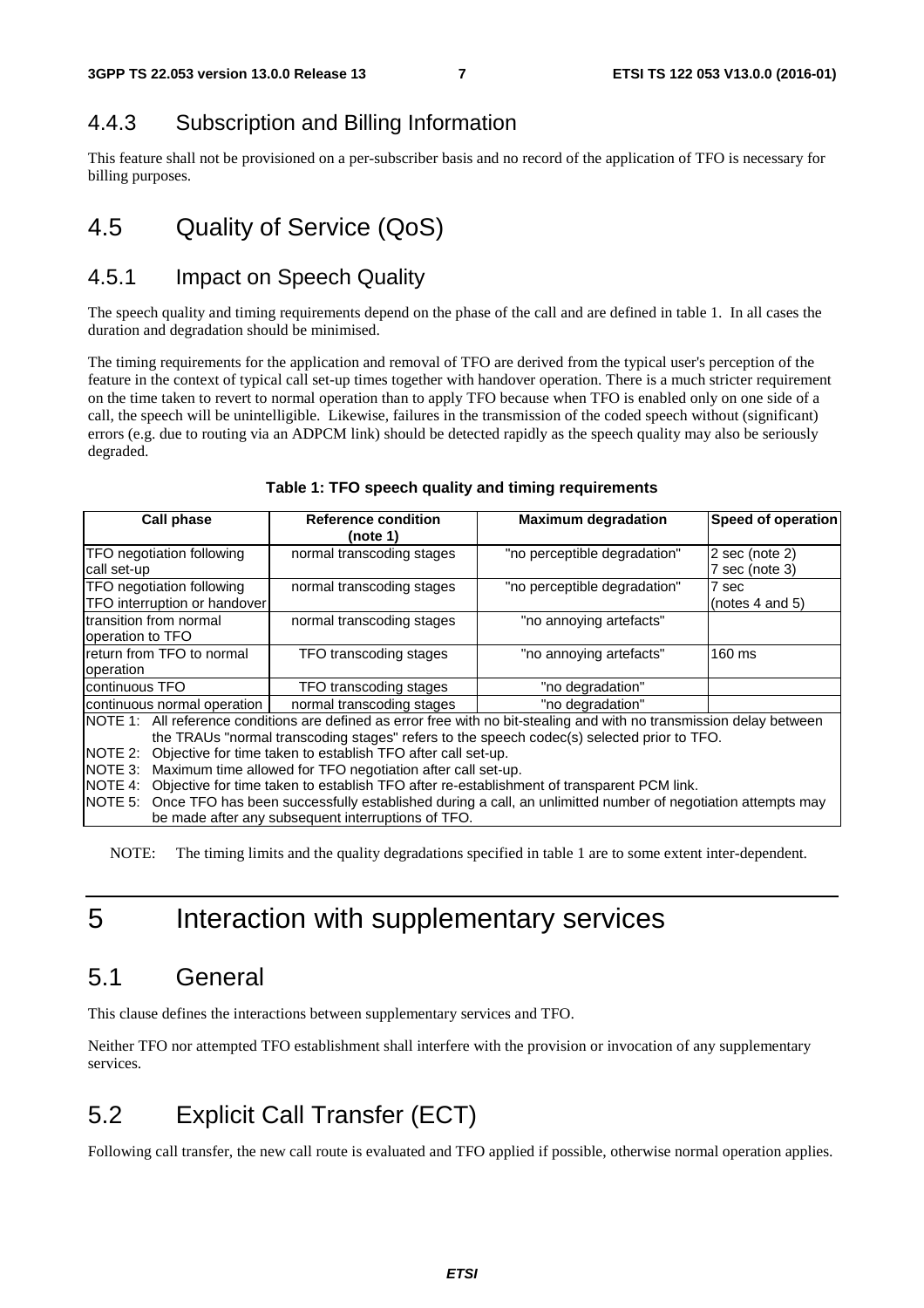### 4.4.3 Subscription and Billing Information

This feature shall not be provisioned on a per-subscriber basis and no record of the application of TFO is necessary for billing purposes.

## 4.5 Quality of Service (QoS)

### 4.5.1 Impact on Speech Quality

The speech quality and timing requirements depend on the phase of the call and are defined in table 1. In all cases the duration and degradation should be minimised.

The timing requirements for the application and removal of TFO are derived from the typical user's perception of the feature in the context of typical call set-up times together with handover operation. There is a much stricter requirement on the time taken to revert to normal operation than to apply TFO because when TFO is enabled only on one side of a call, the speech will be unintelligible. Likewise, failures in the transmission of the coded speech without (significant) errors (e.g. due to routing via an ADPCM link) should be detected rapidly as the speech quality may also be seriously degraded.

**Table 1: TFO speech quality and timing requirements**

| Call phase | Reference condition (note 1) | Maximum degradation | Speed of operation |
|---|---|---|---|
| TFO negotiation following call set-up | normal transcoding stages | "no perceptible degradation" | 2 sec (note 2)<br>7 sec (note 3) |
| TFO negotiation following TFO interruption or handover | normal transcoding stages | "no perceptible degradation" | 7 sec (notes 4 and 5) |
| transition from normal operation to TFO | normal transcoding stages | "no annoying artefacts" | |
| return from TFO to normal operation | TFO transcoding stages | "no annoying artefacts" | 160 ms |
| continuous TFO | TFO transcoding stages | "no degradation" | |
| continuous normal operation | normal transcoding stages | "no degradation" | |

NOTE 1: All reference conditions are defined as error free with no bit-stealing and with no transmission delay between the TRAUs "normal transcoding stages" refers to the speech codec(s) selected prior to TFO.
NOTE 2: Objective for time taken to establish TFO after call set-up.
NOTE 3: Maximum time allowed for TFO negotiation after call set-up.
NOTE 4: Objective for time taken to establish TFO after re-establishment of transparent PCM link.
NOTE 5: Once TFO has been successfully established during a call, an unlimited number of negotiation attempts may be made after any subsequent interruptions of TFO.

NOTE: The timing limits and the quality degradations specified in table 1 are to some extent inter-dependent.

# 5 Interaction with supplementary services

## 5.1 General

This clause defines the interactions between supplementary services and TFO.

Neither TFO nor attempted TFO establishment shall interfere with the provision or invocation of any supplementary services.

## 5.2 Explicit Call Transfer (ECT)

Following call transfer, the new call route is evaluated and TFO applied if possible, otherwise normal operation applies.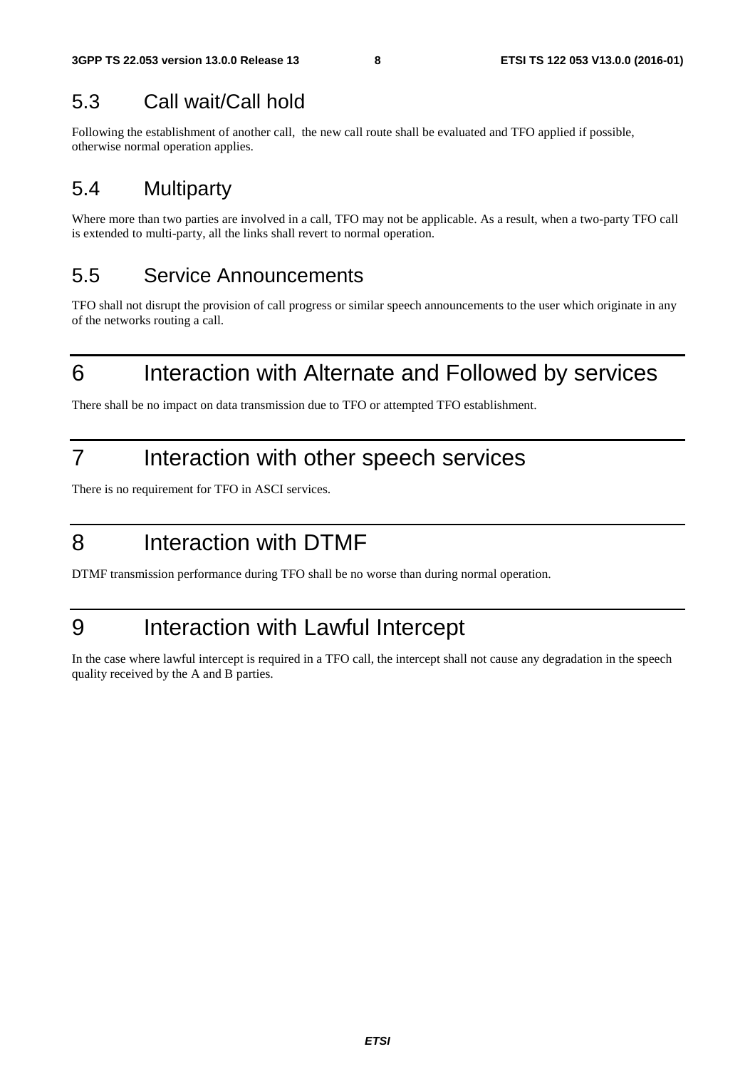## 5.3 Call wait/Call hold

Following the establishment of another call, the new call route shall be evaluated and TFO applied if possible, otherwise normal operation applies.

## 5.4 Multiparty

Where more than two parties are involved in a call, TFO may not be applicable. As a result, when a two-party TFO call is extended to multi-party, all the links shall revert to normal operation.

## 5.5 Service Announcements

TFO shall not disrupt the provision of call progress or similar speech announcements to the user which originate in any of the networks routing a call.

# 6 Interaction with Alternate and Followed by services

There shall be no impact on data transmission due to TFO or attempted TFO establishment.

# 7 Interaction with other speech services

There is no requirement for TFO in ASCI services.

# 8 Interaction with DTMF

DTMF transmission performance during TFO shall be no worse than during normal operation.

# 9 Interaction with Lawful Intercept

In the case where lawful intercept is required in a TFO call, the intercept shall not cause any degradation in the speech quality received by the A and B parties.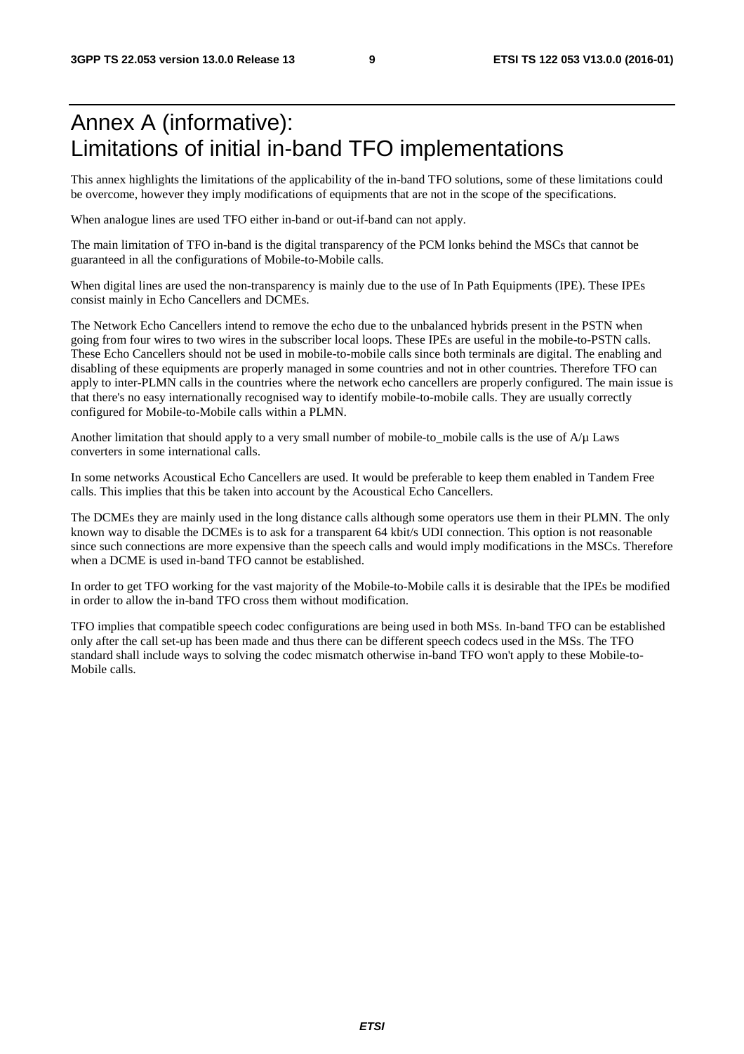# Annex A (informative): Limitations of initial in-band TFO implementations

This annex highlights the limitations of the applicability of the in-band TFO solutions, some of these limitations could be overcome, however they imply modifications of equipments that are not in the scope of the specifications.

When analogue lines are used TFO either in-band or out-if-band can not apply.

The main limitation of TFO in-band is the digital transparency of the PCM lonks behind the MSCs that cannot be guaranteed in all the configurations of Mobile-to-Mobile calls.

When digital lines are used the non-transparency is mainly due to the use of In Path Equipments (IPE). These IPEs consist mainly in Echo Cancellers and DCMEs.

The Network Echo Cancellers intend to remove the echo due to the unbalanced hybrids present in the PSTN when going from four wires to two wires in the subscriber local loops. These IPEs are useful in the mobile-to-PSTN calls. These Echo Cancellers should not be used in mobile-to-mobile calls since both terminals are digital. The enabling and disabling of these equipments are properly managed in some countries and not in other countries. Therefore TFO can apply to inter-PLMN calls in the countries where the network echo cancellers are properly configured. The main issue is that there's no easy internationally recognised way to identify mobile-to-mobile calls. They are usually correctly configured for Mobile-to-Mobile calls within a PLMN.

Another limitation that should apply to a very small number of mobile-to_mobile calls is the use of A/µ Laws converters in some international calls.

In some networks Acoustical Echo Cancellers are used. It would be preferable to keep them enabled in Tandem Free calls. This implies that this be taken into account by the Acoustical Echo Cancellers.

The DCMEs they are mainly used in the long distance calls although some operators use them in their PLMN. The only known way to disable the DCMEs is to ask for a transparent 64 kbit/s UDI connection. This option is not reasonable since such connections are more expensive than the speech calls and would imply modifications in the MSCs. Therefore when a DCME is used in-band TFO cannot be established.

In order to get TFO working for the vast majority of the Mobile-to-Mobile calls it is desirable that the IPEs be modified in order to allow the in-band TFO cross them without modification.

TFO implies that compatible speech codec configurations are being used in both MSs. In-band TFO can be established only after the call set-up has been made and thus there can be different speech codecs used in the MSs. The TFO standard shall include ways to solving the codec mismatch otherwise in-band TFO won't apply to these Mobile-to-Mobile calls.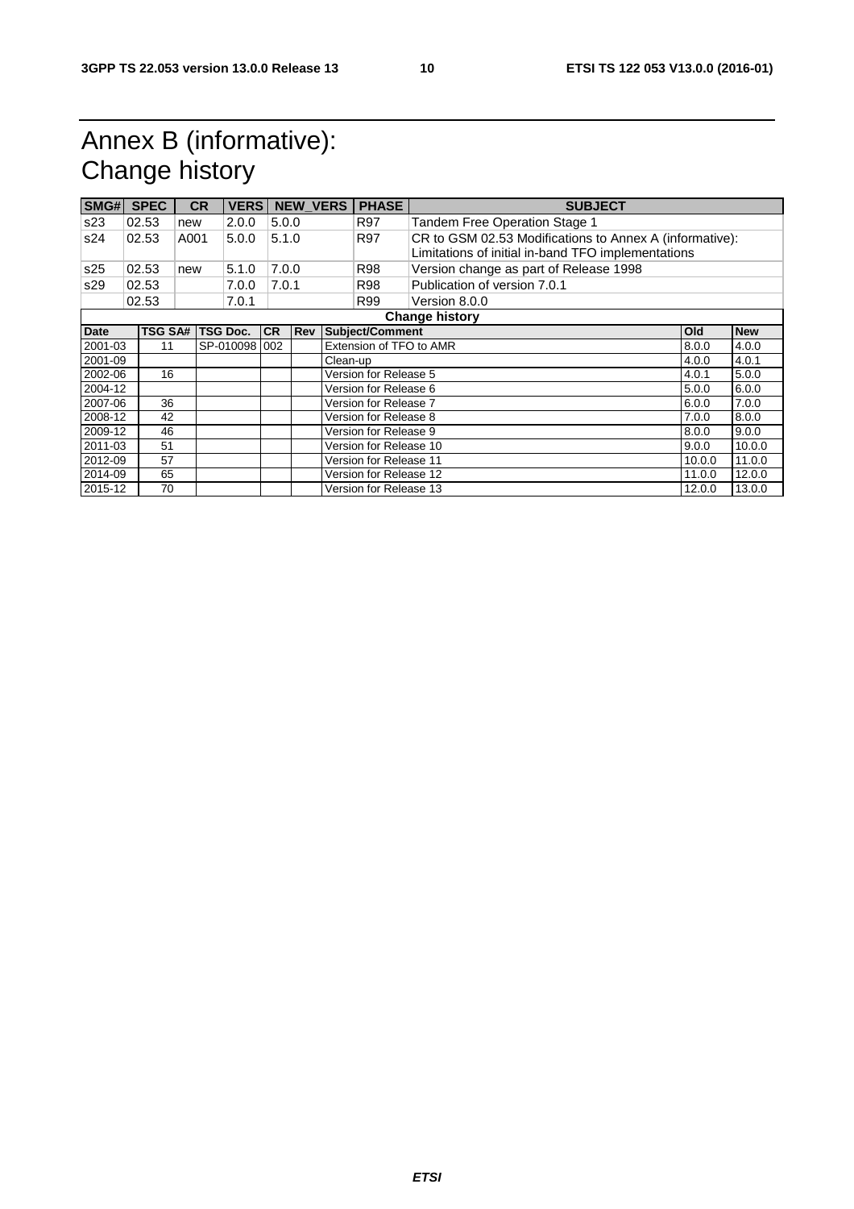# Annex B (informative): Change history

| SMG# | SPEC | CR | VERS | NEW_VERS | PHASE | SUBJECT |
|---|---|---|---|---|---|---|
| s23 | 02.53 | new | 2.0.0 | 5.0.0 | R97 | Tandem Free Operation Stage 1 |
| s24 | 02.53 | A001 | 5.0.0 | 5.1.0 | R97 | CR to GSM 02.53 Modifications to Annex A (informative): Limitations of initial in-band TFO implementations |
| s25 | 02.53 | new | 5.1.0 | 7.0.0 | R98 | Version change as part of Release 1998 |
| s29 | 02.53 | | 7.0.0 | 7.0.1 | R98 | Publication of version 7.0.1 |
| | 02.53 | | 7.0.1 | | R99 | Version 8.0.0 |

| Change history | | | | | | | |
|---|---|---|---|---|---|---|---|
| **Date** | **TSG SA#** | **TSG Doc.** | **CR** | **Rev** | **Subject/Comment** | **Old** | **New** |
| 2001-03 | 11 | SP-010098 | 002 | | Extension of TFO to AMR | 8.0.0 | 4.0.0 |
| 2001-09 | | | | | Clean-up | 4.0.0 | 4.0.1 |
| 2002-06 | 16 | | | | Version for Release 5 | 4.0.1 | 5.0.0 |
| 2004-12 | | | | | Version for Release 6 | 5.0.0 | 6.0.0 |
| 2007-06 | 36 | | | | Version for Release 7 | 6.0.0 | 7.0.0 |
| 2008-12 | 42 | | | | Version for Release 8 | 7.0.0 | 8.0.0 |
| 2009-12 | 46 | | | | Version for Release 9 | 8.0.0 | 9.0.0 |
| 2011-03 | 51 | | | | Version for Release 10 | 9.0.0 | 10.0.0 |
| 2012-09 | 57 | | | | Version for Release 11 | 10.0.0 | 11.0.0 |
| 2014-09 | 65 | | | | Version for Release 12 | 11.0.0 | 12.0.0 |
| 2015-12 | 70 | | | | Version for Release 13 | 12.0.0 | 13.0.0 |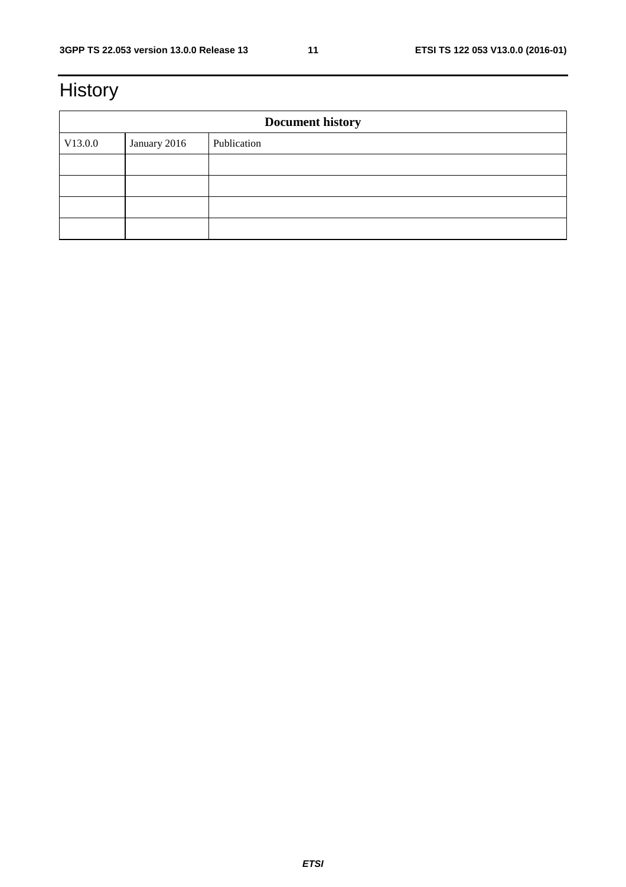# History

| Document history | | |
|---|---|---|
| V13.0.0 | January 2016 | Publication |
| | | |
| | | |
| | | |
| | | |